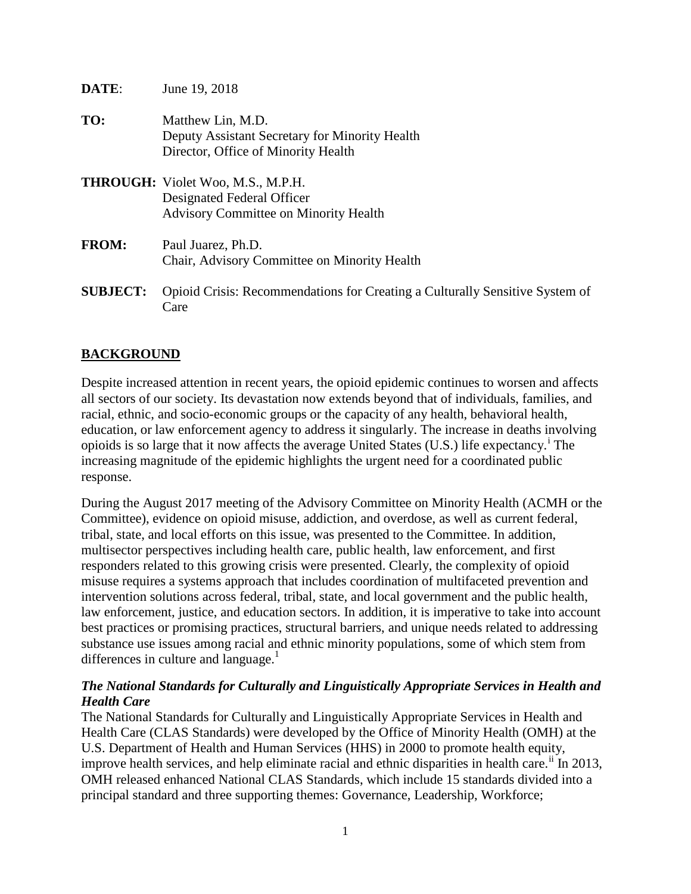**DATE**: June 19, 2018

**TO:** Matthew Lin, M.D.
Deputy Assistant Secretary for Minority Health
Director, Office of Minority Health

**THROUGH:** Violet Woo, M.S., M.P.H.
Designated Federal Officer
Advisory Committee on Minority Health

**FROM:** Paul Juarez, Ph.D.
Chair, Advisory Committee on Minority Health

**SUBJECT:** Opioid Crisis: Recommendations for Creating a Culturally Sensitive System of Care

## BACKGROUND

Despite increased attention in recent years, the opioid epidemic continues to worsen and affects all sectors of our society. Its devastation now extends beyond that of individuals, families, and racial, ethnic, and socio-economic groups or the capacity of any health, behavioral health, education, or law enforcement agency to address it singularly. The increase in deaths involving opioids is so large that it now affects the average United States (U.S.) life expectancy.[i] The increasing magnitude of the epidemic highlights the urgent need for a coordinated public response.

During the August 2017 meeting of the Advisory Committee on Minority Health (ACMH or the Committee), evidence on opioid misuse, addiction, and overdose, as well as current federal, tribal, state, and local efforts on this issue, was presented to the Committee. In addition, multisector perspectives including health care, public health, law enforcement, and first responders related to this growing crisis were presented. Clearly, the complexity of opioid misuse requires a systems approach that includes coordination of multifaceted prevention and intervention solutions across federal, tribal, state, and local government and the public health, law enforcement, justice, and education sectors. In addition, it is imperative to take into account best practices or promising practices, structural barriers, and unique needs related to addressing substance use issues among racial and ethnic minority populations, some of which stem from differences in culture and language.[1]

### *The National Standards for Culturally and Linguistically Appropriate Services in Health and Health Care*

The National Standards for Culturally and Linguistically Appropriate Services in Health and Health Care (CLAS Standards) were developed by the Office of Minority Health (OMH) at the U.S. Department of Health and Human Services (HHS) in 2000 to promote health equity, improve health services, and help eliminate racial and ethnic disparities in health care.[ii] In 2013, OMH released enhanced National CLAS Standards, which include 15 standards divided into a principal standard and three supporting themes: Governance, Leadership, Workforce;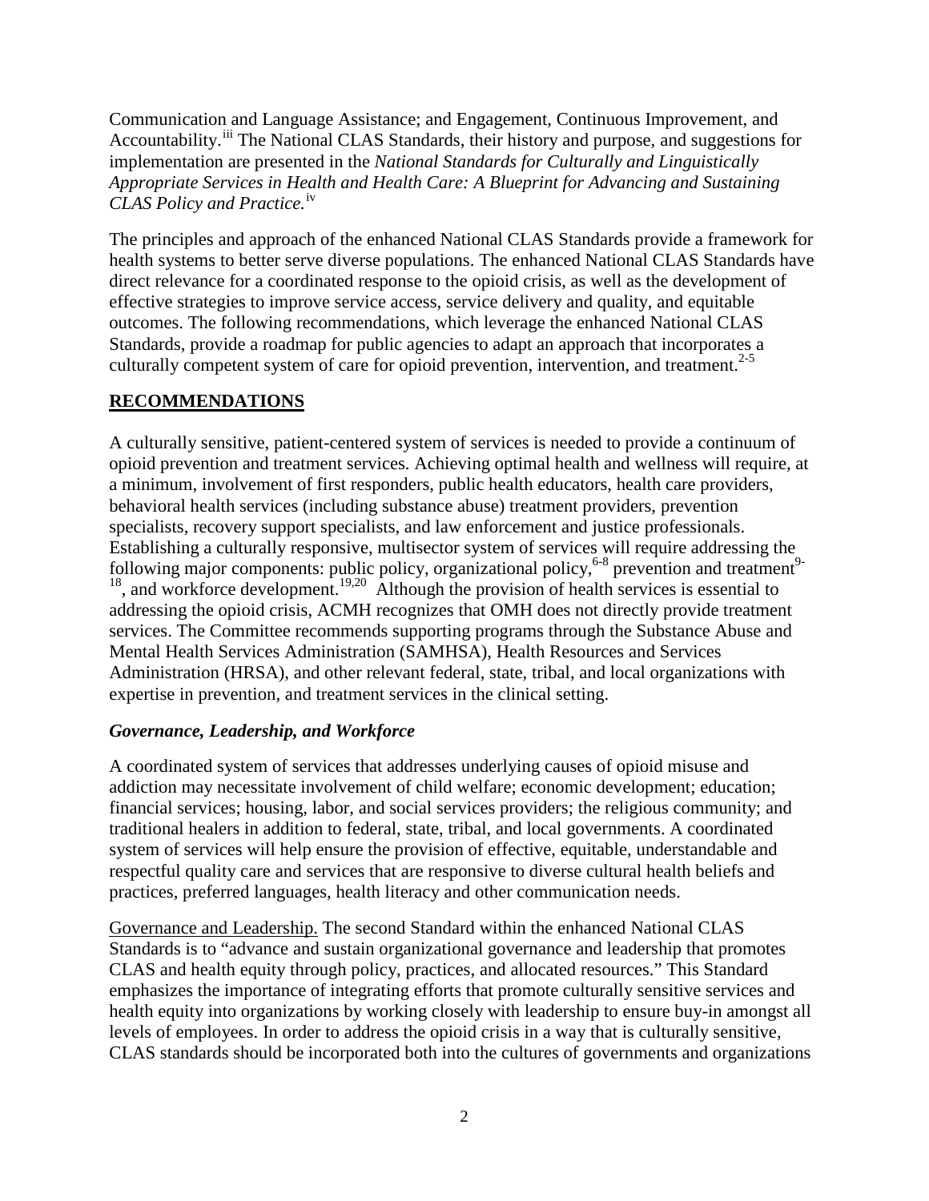Communication and Language Assistance; and Engagement, Continuous Improvement, and Accountability.[iii] The National CLAS Standards, their history and purpose, and suggestions for implementation are presented in the *National Standards for Culturally and Linguistically Appropriate Services in Health and Health Care: A Blueprint for Advancing and Sustaining CLAS Policy and Practice.*[iv]

The principles and approach of the enhanced National CLAS Standards provide a framework for health systems to better serve diverse populations. The enhanced National CLAS Standards have direct relevance for a coordinated response to the opioid crisis, as well as the development of effective strategies to improve service access, service delivery and quality, and equitable outcomes. The following recommendations, which leverage the enhanced National CLAS Standards, provide a roadmap for public agencies to adapt an approach that incorporates a culturally competent system of care for opioid prevention, intervention, and treatment.[2-5]

## **RECOMMENDATIONS**

A culturally sensitive, patient-centered system of services is needed to provide a continuum of opioid prevention and treatment services. Achieving optimal health and wellness will require, at a minimum, involvement of first responders, public health educators, health care providers, behavioral health services (including substance abuse) treatment providers, prevention specialists, recovery support specialists, and law enforcement and justice professionals. Establishing a culturally responsive, multisector system of services will require addressing the following major components: public policy, organizational policy,[6-8] prevention and treatment[9-18], and workforce development.[19,20] Although the provision of health services is essential to addressing the opioid crisis, ACMH recognizes that OMH does not directly provide treatment services. The Committee recommends supporting programs through the Substance Abuse and Mental Health Services Administration (SAMHSA), Health Resources and Services Administration (HRSA), and other relevant federal, state, tribal, and local organizations with expertise in prevention, and treatment services in the clinical setting.

### *Governance, Leadership, and Workforce*

A coordinated system of services that addresses underlying causes of opioid misuse and addiction may necessitate involvement of child welfare; economic development; education; financial services; housing, labor, and social services providers; the religious community; and traditional healers in addition to federal, state, tribal, and local governments. A coordinated system of services will help ensure the provision of effective, equitable, understandable and respectful quality care and services that are responsive to diverse cultural health beliefs and practices, preferred languages, health literacy and other communication needs.

Governance and Leadership. The second Standard within the enhanced National CLAS Standards is to "advance and sustain organizational governance and leadership that promotes CLAS and health equity through policy, practices, and allocated resources." This Standard emphasizes the importance of integrating efforts that promote culturally sensitive services and health equity into organizations by working closely with leadership to ensure buy-in amongst all levels of employees. In order to address the opioid crisis in a way that is culturally sensitive, CLAS standards should be incorporated both into the cultures of governments and organizations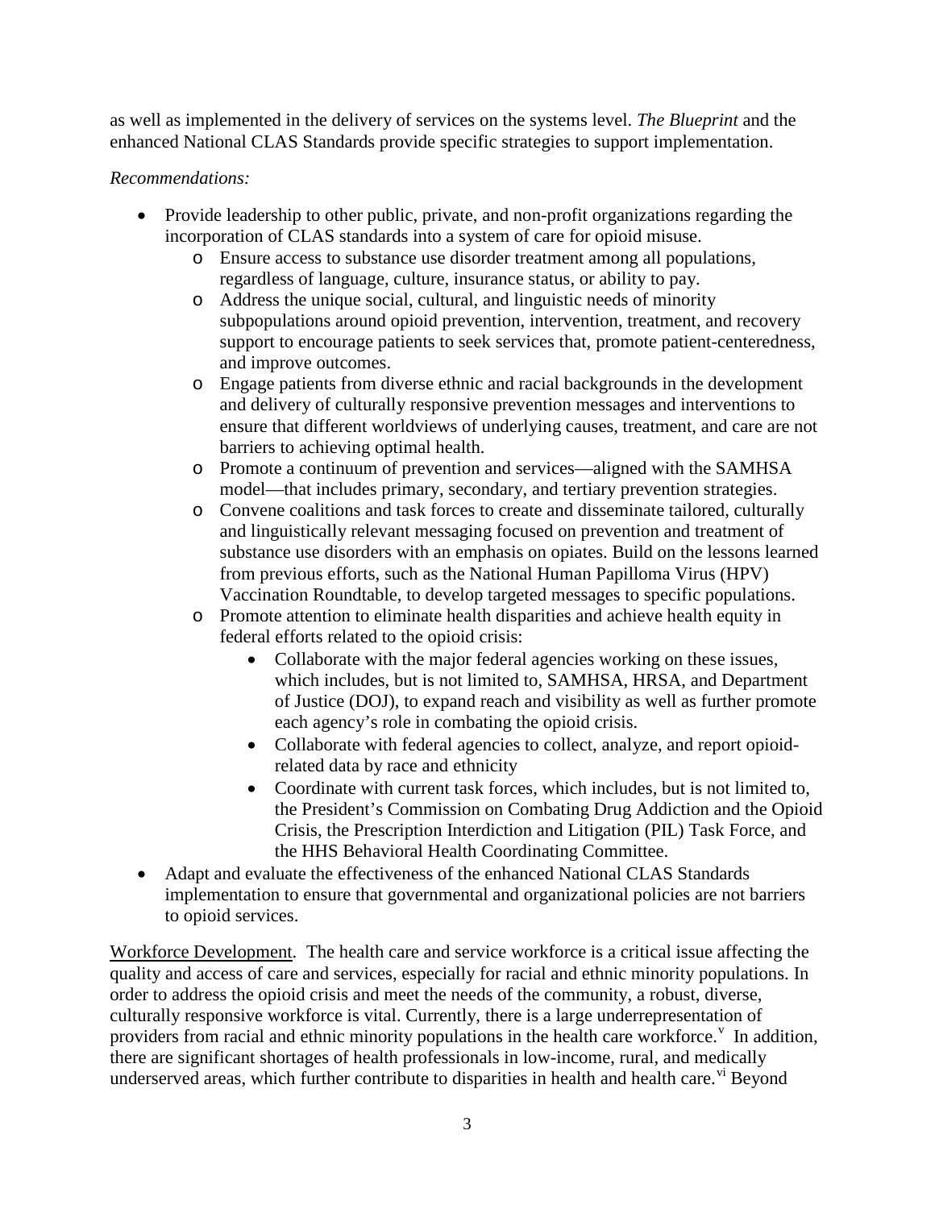as well as implemented in the delivery of services on the systems level. *The Blueprint* and the enhanced National CLAS Standards provide specific strategies to support implementation.

*Recommendations:*

- Provide leadership to other public, private, and non-profit organizations regarding the incorporation of CLAS standards into a system of care for opioid misuse.
    - Ensure access to substance use disorder treatment among all populations, regardless of language, culture, insurance status, or ability to pay.
    - Address the unique social, cultural, and linguistic needs of minority subpopulations around opioid prevention, intervention, treatment, and recovery support to encourage patients to seek services that, promote patient-centeredness, and improve outcomes.
    - Engage patients from diverse ethnic and racial backgrounds in the development and delivery of culturally responsive prevention messages and interventions to ensure that different worldviews of underlying causes, treatment, and care are not barriers to achieving optimal health.
    - Promote a continuum of prevention and services—aligned with the SAMHSA model—that includes primary, secondary, and tertiary prevention strategies.
    - Convene coalitions and task forces to create and disseminate tailored, culturally and linguistically relevant messaging focused on prevention and treatment of substance use disorders with an emphasis on opiates. Build on the lessons learned from previous efforts, such as the National Human Papilloma Virus (HPV) Vaccination Roundtable, to develop targeted messages to specific populations.
    - Promote attention to eliminate health disparities and achieve health equity in federal efforts related to the opioid crisis:
        - Collaborate with the major federal agencies working on these issues, which includes, but is not limited to, SAMHSA, HRSA, and Department of Justice (DOJ), to expand reach and visibility as well as further promote each agency's role in combating the opioid crisis.
        - Collaborate with federal agencies to collect, analyze, and report opioid-related data by race and ethnicity
        - Coordinate with current task forces, which includes, but is not limited to, the President's Commission on Combating Drug Addiction and the Opioid Crisis, the Prescription Interdiction and Litigation (PIL) Task Force, and the HHS Behavioral Health Coordinating Committee.
- Adapt and evaluate the effectiveness of the enhanced National CLAS Standards implementation to ensure that governmental and organizational policies are not barriers to opioid services.

Workforce Development. The health care and service workforce is a critical issue affecting the quality and access of care and services, especially for racial and ethnic minority populations. In order to address the opioid crisis and meet the needs of the community, a robust, diverse, culturally responsive workforce is vital. Currently, there is a large underrepresentation of providers from racial and ethnic minority populations in the health care workforce.[v] In addition, there are significant shortages of health professionals in low-income, rural, and medically underserved areas, which further contribute to disparities in health and health care.[vi] Beyond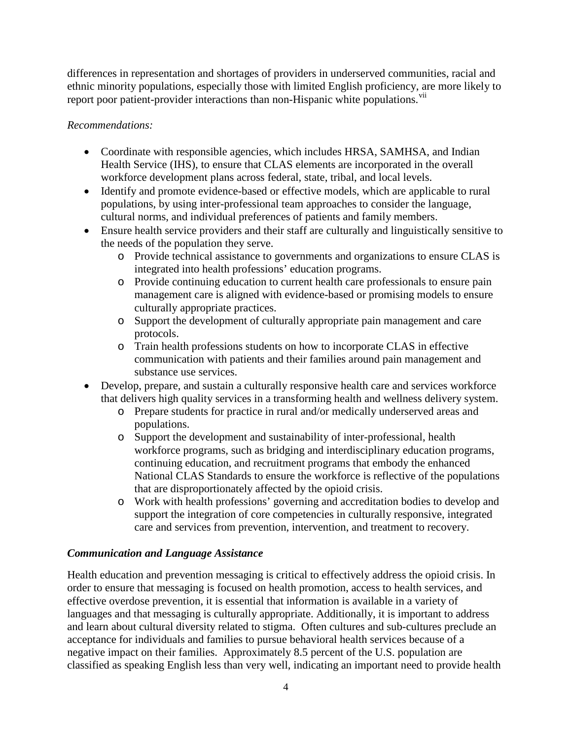differences in representation and shortages of providers in underserved communities, racial and ethnic minority populations, especially those with limited English proficiency, are more likely to report poor patient-provider interactions than non-Hispanic white populations.[vii]

*Recommendations:*

- Coordinate with responsible agencies, which includes HRSA, SAMHSA, and Indian Health Service (IHS), to ensure that CLAS elements are incorporated in the overall workforce development plans across federal, state, tribal, and local levels.
- Identify and promote evidence-based or effective models, which are applicable to rural populations, by using inter-professional team approaches to consider the language, cultural norms, and individual preferences of patients and family members.
- Ensure health service providers and their staff are culturally and linguistically sensitive to the needs of the population they serve.
  - Provide technical assistance to governments and organizations to ensure CLAS is integrated into health professions' education programs.
  - Provide continuing education to current health care professionals to ensure pain management care is aligned with evidence-based or promising models to ensure culturally appropriate practices.
  - Support the development of culturally appropriate pain management and care protocols.
  - Train health professions students on how to incorporate CLAS in effective communication with patients and their families around pain management and substance use services.
- Develop, prepare, and sustain a culturally responsive health care and services workforce that delivers high quality services in a transforming health and wellness delivery system.
  - Prepare students for practice in rural and/or medically underserved areas and populations.
  - Support the development and sustainability of inter-professional, health workforce programs, such as bridging and interdisciplinary education programs, continuing education, and recruitment programs that embody the enhanced National CLAS Standards to ensure the workforce is reflective of the populations that are disproportionately affected by the opioid crisis.
  - Work with health professions' governing and accreditation bodies to develop and support the integration of core competencies in culturally responsive, integrated care and services from prevention, intervention, and treatment to recovery.

***Communication and Language Assistance***

Health education and prevention messaging is critical to effectively address the opioid crisis. In order to ensure that messaging is focused on health promotion, access to health services, and effective overdose prevention, it is essential that information is available in a variety of languages and that messaging is culturally appropriate. Additionally, it is important to address and learn about cultural diversity related to stigma. Often cultures and sub-cultures preclude an acceptance for individuals and families to pursue behavioral health services because of a negative impact on their families. Approximately 8.5 percent of the U.S. population are classified as speaking English less than very well, indicating an important need to provide health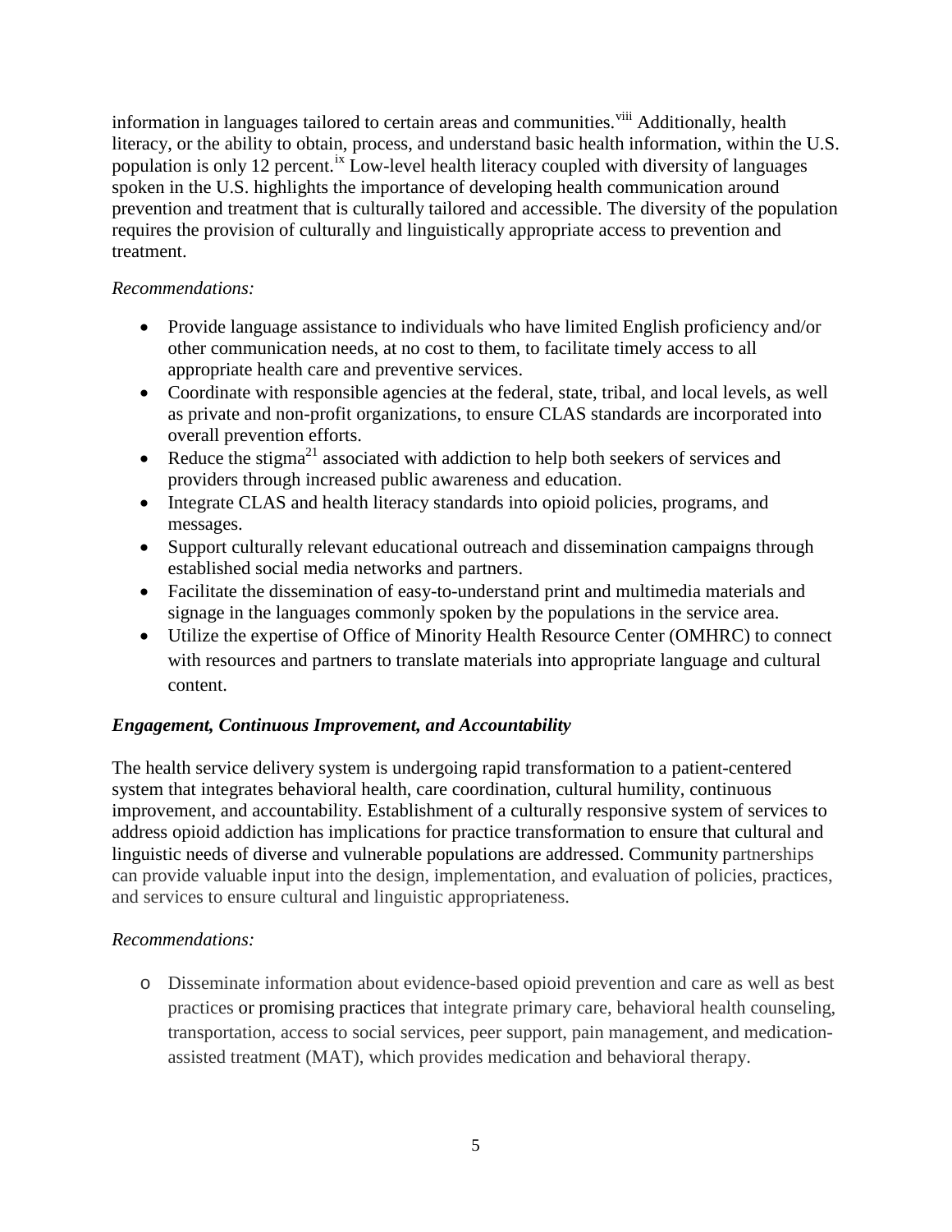information in languages tailored to certain areas and communities.[viii] Additionally, health literacy, or the ability to obtain, process, and understand basic health information, within the U.S. population is only 12 percent.[ix] Low-level health literacy coupled with diversity of languages spoken in the U.S. highlights the importance of developing health communication around prevention and treatment that is culturally tailored and accessible. The diversity of the population requires the provision of culturally and linguistically appropriate access to prevention and treatment.

*Recommendations:*

- Provide language assistance to individuals who have limited English proficiency and/or other communication needs, at no cost to them, to facilitate timely access to all appropriate health care and preventive services.
- Coordinate with responsible agencies at the federal, state, tribal, and local levels, as well as private and non-profit organizations, to ensure CLAS standards are incorporated into overall prevention efforts.
- Reduce the stigma[21] associated with addiction to help both seekers of services and providers through increased public awareness and education.
- Integrate CLAS and health literacy standards into opioid policies, programs, and messages.
- Support culturally relevant educational outreach and dissemination campaigns through established social media networks and partners.
- Facilitate the dissemination of easy-to-understand print and multimedia materials and signage in the languages commonly spoken by the populations in the service area.
- Utilize the expertise of Office of Minority Health Resource Center (OMHRC) to connect with resources and partners to translate materials into appropriate language and cultural content.

### *Engagement, Continuous Improvement, and Accountability*

The health service delivery system is undergoing rapid transformation to a patient-centered system that integrates behavioral health, care coordination, cultural humility, continuous improvement, and accountability. Establishment of a culturally responsive system of services to address opioid addiction has implications for practice transformation to ensure that cultural and linguistic needs of diverse and vulnerable populations are addressed. Community partnerships can provide valuable input into the design, implementation, and evaluation of policies, practices, and services to ensure cultural and linguistic appropriateness.

*Recommendations:*

- Disseminate information about evidence-based opioid prevention and care as well as best practices or promising practices that integrate primary care, behavioral health counseling, transportation, access to social services, peer support, pain management, and medication-assisted treatment (MAT), which provides medication and behavioral therapy.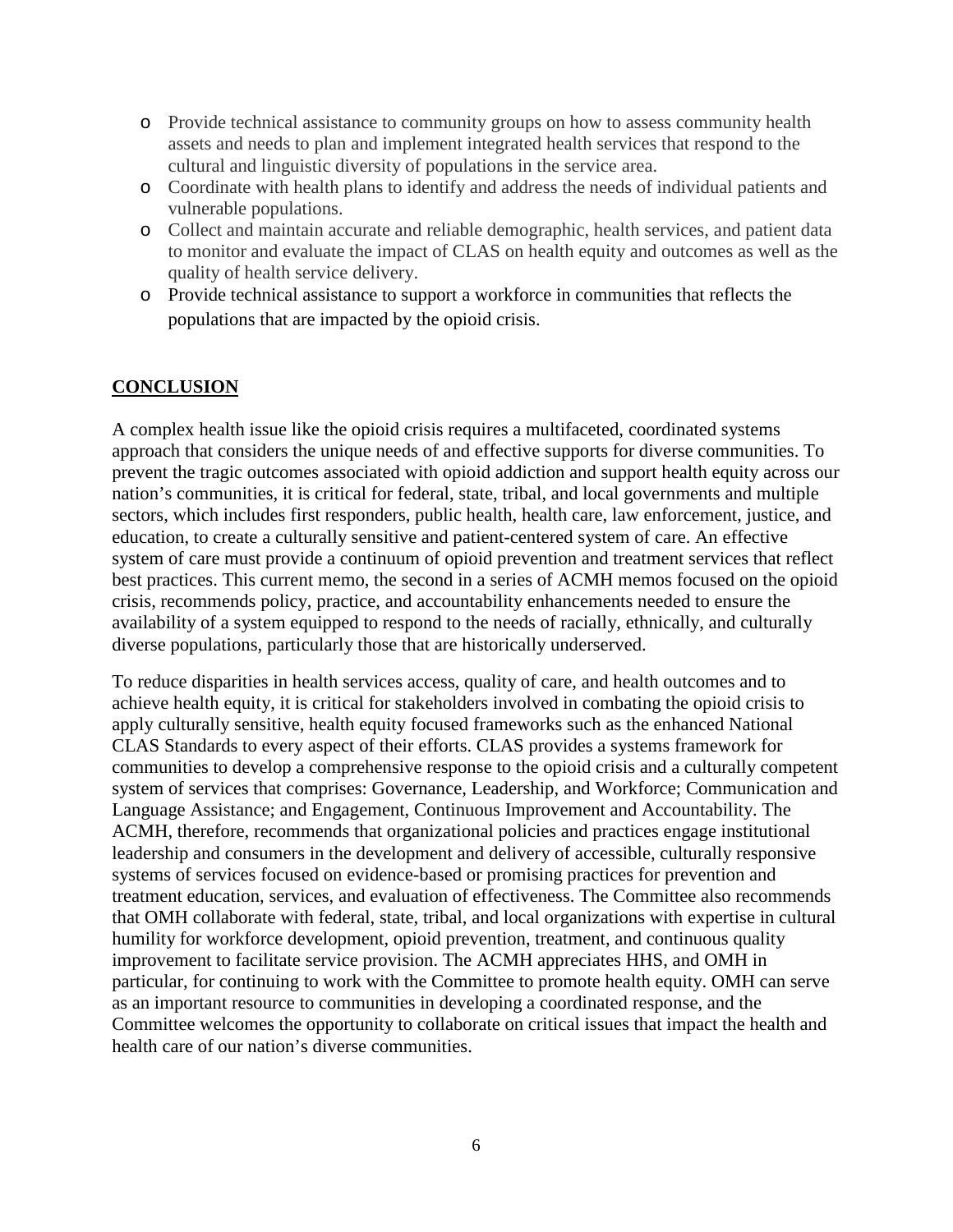- Provide technical assistance to community groups on how to assess community health assets and needs to plan and implement integrated health services that respond to the cultural and linguistic diversity of populations in the service area.
- Coordinate with health plans to identify and address the needs of individual patients and vulnerable populations.
- Collect and maintain accurate and reliable demographic, health services, and patient data to monitor and evaluate the impact of CLAS on health equity and outcomes as well as the quality of health service delivery.
- Provide technical assistance to support a workforce in communities that reflects the populations that are impacted by the opioid crisis.

## CONCLUSION

A complex health issue like the opioid crisis requires a multifaceted, coordinated systems approach that considers the unique needs of and effective supports for diverse communities. To prevent the tragic outcomes associated with opioid addiction and support health equity across our nation's communities, it is critical for federal, state, tribal, and local governments and multiple sectors, which includes first responders, public health, health care, law enforcement, justice, and education, to create a culturally sensitive and patient-centered system of care. An effective system of care must provide a continuum of opioid prevention and treatment services that reflect best practices. This current memo, the second in a series of ACMH memos focused on the opioid crisis, recommends policy, practice, and accountability enhancements needed to ensure the availability of a system equipped to respond to the needs of racially, ethnically, and culturally diverse populations, particularly those that are historically underserved.

To reduce disparities in health services access, quality of care, and health outcomes and to achieve health equity, it is critical for stakeholders involved in combating the opioid crisis to apply culturally sensitive, health equity focused frameworks such as the enhanced National CLAS Standards to every aspect of their efforts. CLAS provides a systems framework for communities to develop a comprehensive response to the opioid crisis and a culturally competent system of services that comprises: Governance, Leadership, and Workforce; Communication and Language Assistance; and Engagement, Continuous Improvement and Accountability. The ACMH, therefore, recommends that organizational policies and practices engage institutional leadership and consumers in the development and delivery of accessible, culturally responsive systems of services focused on evidence-based or promising practices for prevention and treatment education, services, and evaluation of effectiveness. The Committee also recommends that OMH collaborate with federal, state, tribal, and local organizations with expertise in cultural humility for workforce development, opioid prevention, treatment, and continuous quality improvement to facilitate service provision. The ACMH appreciates HHS, and OMH in particular, for continuing to work with the Committee to promote health equity. OMH can serve as an important resource to communities in developing a coordinated response, and the Committee welcomes the opportunity to collaborate on critical issues that impact the health and health care of our nation's diverse communities.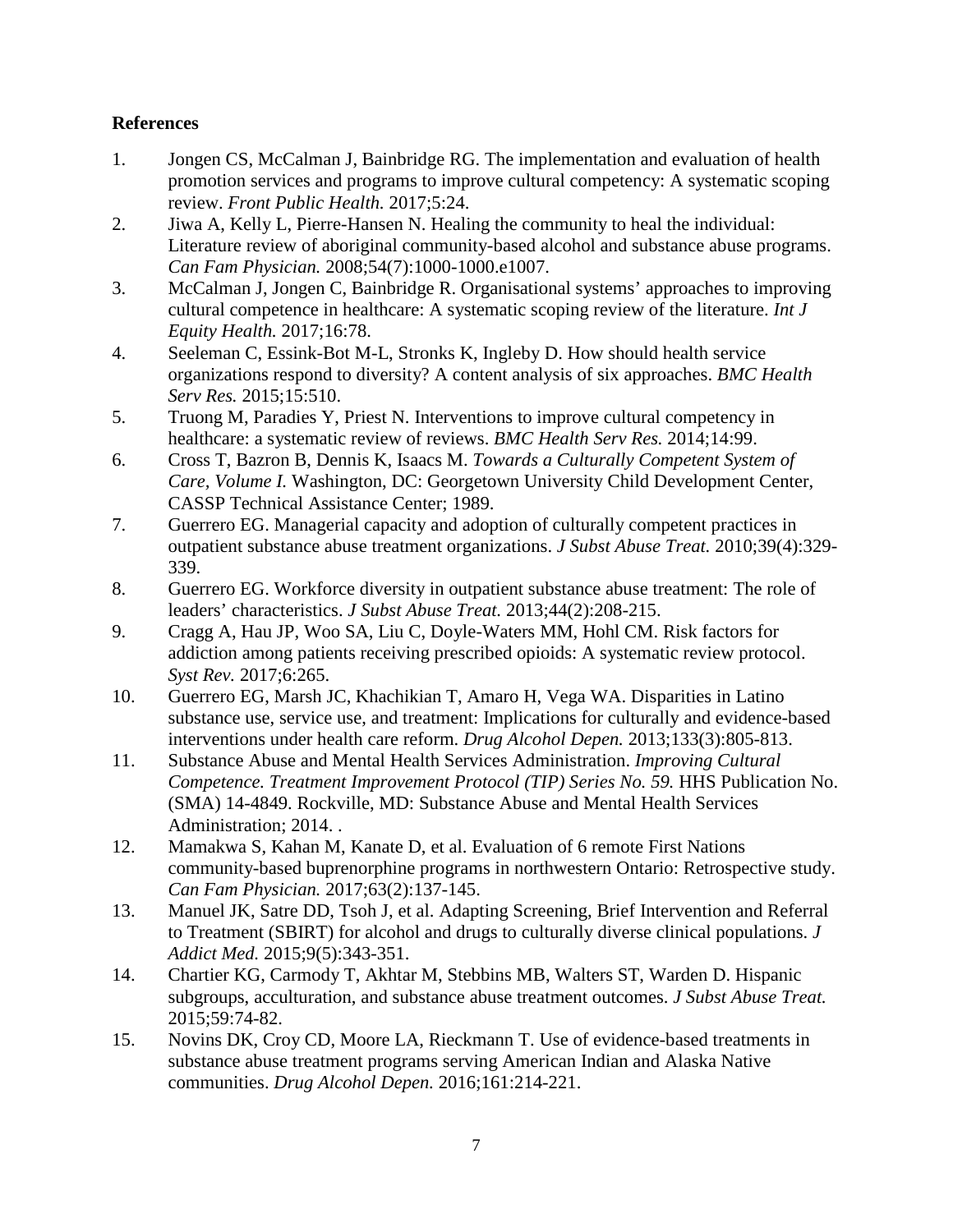**References**

1. Jongen CS, McCalman J, Bainbridge RG. The implementation and evaluation of health promotion services and programs to improve cultural competency: A systematic scoping review. *Front Public Health.* 2017;5:24.
2. Jiwa A, Kelly L, Pierre-Hansen N. Healing the community to heal the individual: Literature review of aboriginal community-based alcohol and substance abuse programs. *Can Fam Physician.* 2008;54(7):1000-1000.e1007.
3. McCalman J, Jongen C, Bainbridge R. Organisational systems' approaches to improving cultural competence in healthcare: A systematic scoping review of the literature. *Int J Equity Health.* 2017;16:78.
4. Seeleman C, Essink-Bot M-L, Stronks K, Ingleby D. How should health service organizations respond to diversity? A content analysis of six approaches. *BMC Health Serv Res.* 2015;15:510.
5. Truong M, Paradies Y, Priest N. Interventions to improve cultural competency in healthcare: a systematic review of reviews. *BMC Health Serv Res.* 2014;14:99.
6. Cross T, Bazron B, Dennis K, Isaacs M. *Towards a Culturally Competent System of Care, Volume I.* Washington, DC: Georgetown University Child Development Center, CASSP Technical Assistance Center; 1989.
7. Guerrero EG. Managerial capacity and adoption of culturally competent practices in outpatient substance abuse treatment organizations. *J Subst Abuse Treat.* 2010;39(4):329-339.
8. Guerrero EG. Workforce diversity in outpatient substance abuse treatment: The role of leaders' characteristics. *J Subst Abuse Treat.* 2013;44(2):208-215.
9. Cragg A, Hau JP, Woo SA, Liu C, Doyle-Waters MM, Hohl CM. Risk factors for addiction among patients receiving prescribed opioids: A systematic review protocol. *Syst Rev.* 2017;6:265.
10. Guerrero EG, Marsh JC, Khachikian T, Amaro H, Vega WA. Disparities in Latino substance use, service use, and treatment: Implications for culturally and evidence-based interventions under health care reform. *Drug Alcohol Depen.* 2013;133(3):805-813.
11. Substance Abuse and Mental Health Services Administration. *Improving Cultural Competence. Treatment Improvement Protocol (TIP) Series No. 59.* HHS Publication No. (SMA) 14-4849. Rockville, MD: Substance Abuse and Mental Health Services Administration; 2014. .
12. Mamakwa S, Kahan M, Kanate D, et al. Evaluation of 6 remote First Nations community-based buprenorphine programs in northwestern Ontario: Retrospective study. *Can Fam Physician.* 2017;63(2):137-145.
13. Manuel JK, Satre DD, Tsoh J, et al. Adapting Screening, Brief Intervention and Referral to Treatment (SBIRT) for alcohol and drugs to culturally diverse clinical populations. *J Addict Med.* 2015;9(5):343-351.
14. Chartier KG, Carmody T, Akhtar M, Stebbins MB, Walters ST, Warden D. Hispanic subgroups, acculturation, and substance abuse treatment outcomes. *J Subst Abuse Treat.* 2015;59:74-82.
15. Novins DK, Croy CD, Moore LA, Rieckmann T. Use of evidence-based treatments in substance abuse treatment programs serving American Indian and Alaska Native communities. *Drug Alcohol Depen.* 2016;161:214-221.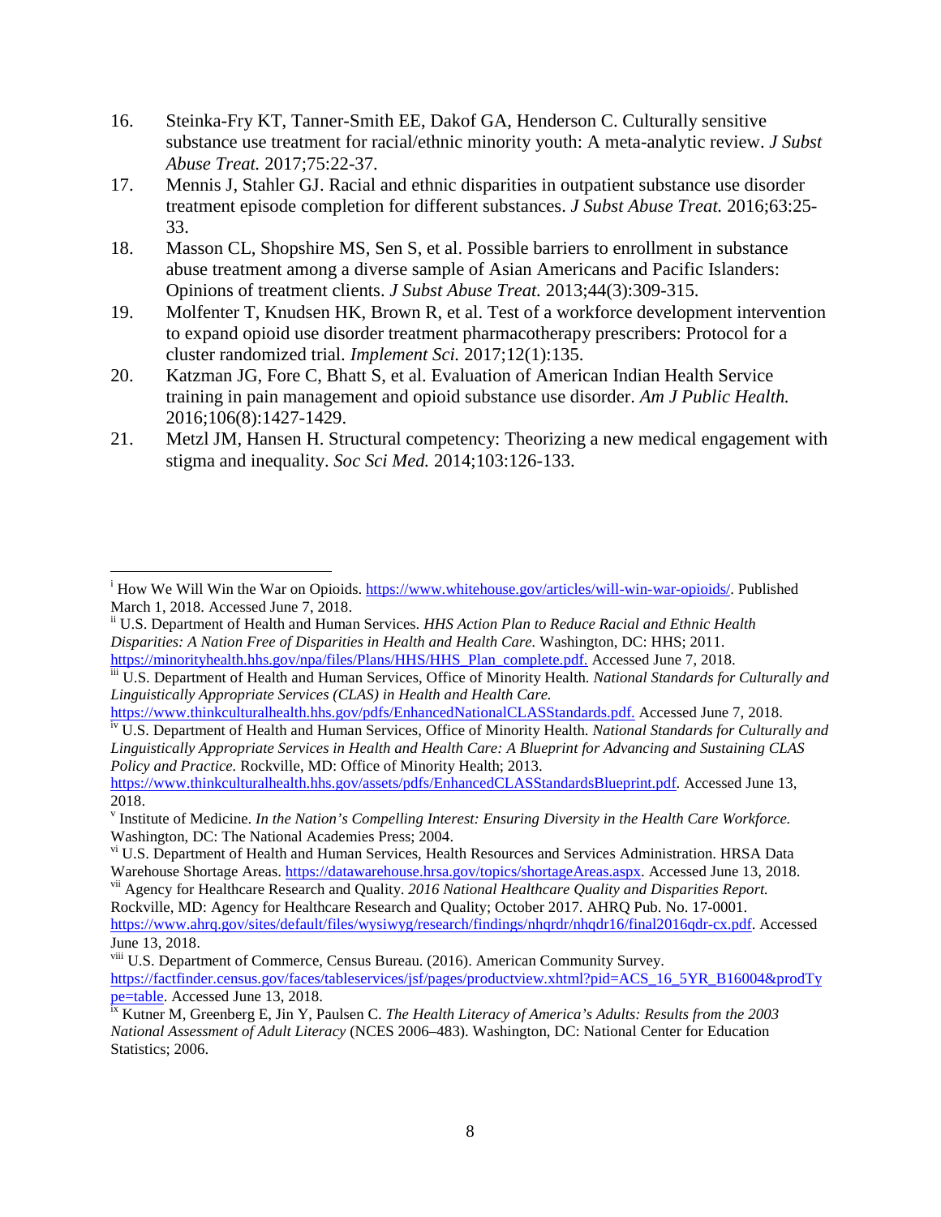16. Steinka-Fry KT, Tanner-Smith EE, Dakof GA, Henderson C. Culturally sensitive substance use treatment for racial/ethnic minority youth: A meta-analytic review. *J Subst Abuse Treat.* 2017;75:22-37.
17. Mennis J, Stahler GJ. Racial and ethnic disparities in outpatient substance use disorder treatment episode completion for different substances. *J Subst Abuse Treat.* 2016;63:25-33.
18. Masson CL, Shopshire MS, Sen S, et al. Possible barriers to enrollment in substance abuse treatment among a diverse sample of Asian Americans and Pacific Islanders: Opinions of treatment clients. *J Subst Abuse Treat.* 2013;44(3):309-315.
19. Molfenter T, Knudsen HK, Brown R, et al. Test of a workforce development intervention to expand opioid use disorder treatment pharmacotherapy prescribers: Protocol for a cluster randomized trial. *Implement Sci.* 2017;12(1):135.
20. Katzman JG, Fore C, Bhatt S, et al. Evaluation of American Indian Health Service training in pain management and opioid substance use disorder. *Am J Public Health.* 2016;106(8):1427-1429.
21. Metzl JM, Hansen H. Structural competency: Theorizing a new medical engagement with stigma and inequality. *Soc Sci Med.* 2014;103:126-133.

---

[i] How We Will Win the War on Opioids. https://www.whitehouse.gov/articles/will-win-war-opioids/. Published March 1, 2018. Accessed June 7, 2018.

[ii] U.S. Department of Health and Human Services. *HHS Action Plan to Reduce Racial and Ethnic Health Disparities: A Nation Free of Disparities in Health and Health Care.* Washington, DC: HHS; 2011. https://minorityhealth.hhs.gov/npa/files/Plans/HHS/HHS_Plan_complete.pdf. Accessed June 7, 2018.

[iii] U.S. Department of Health and Human Services, Office of Minority Health. *National Standards for Culturally and Linguistically Appropriate Services (CLAS) in Health and Health Care.* https://www.thinkculturalhealth.hhs.gov/pdfs/EnhancedNationalCLASStandards.pdf. Accessed June 7, 2018.

[iv] U.S. Department of Health and Human Services, Office of Minority Health. *National Standards for Culturally and Linguistically Appropriate Services in Health and Health Care: A Blueprint for Advancing and Sustaining CLAS Policy and Practice.* Rockville, MD: Office of Minority Health; 2013. https://www.thinkculturalhealth.hhs.gov/assets/pdfs/EnhancedCLASStandardsBlueprint.pdf. Accessed June 13, 2018.

[v] Institute of Medicine. *In the Nation's Compelling Interest: Ensuring Diversity in the Health Care Workforce.* Washington, DC: The National Academies Press; 2004.

[vi] U.S. Department of Health and Human Services, Health Resources and Services Administration. HRSA Data Warehouse Shortage Areas. https://datawarehouse.hrsa.gov/topics/shortageAreas.aspx. Accessed June 13, 2018.

[vii] Agency for Healthcare Research and Quality. *2016 National Healthcare Quality and Disparities Report.* Rockville, MD: Agency for Healthcare Research and Quality; October 2017. AHRQ Pub. No. 17-0001. https://www.ahrq.gov/sites/default/files/wysiwyg/research/findings/nhqrdr/nhqdr16/final2016qdr-cx.pdf. Accessed June 13, 2018.

[viii] U.S. Department of Commerce, Census Bureau. (2016). American Community Survey. https://factfinder.census.gov/faces/tableservices/jsf/pages/productview.xhtml?pid=ACS_16_5YR_B16004&prodType=table. Accessed June 13, 2018.

[ix] Kutner M, Greenberg E, Jin Y, Paulsen C. *The Health Literacy of America's Adults: Results from the 2003 National Assessment of Adult Literacy* (NCES 2006–483). Washington, DC: National Center for Education Statistics; 2006.